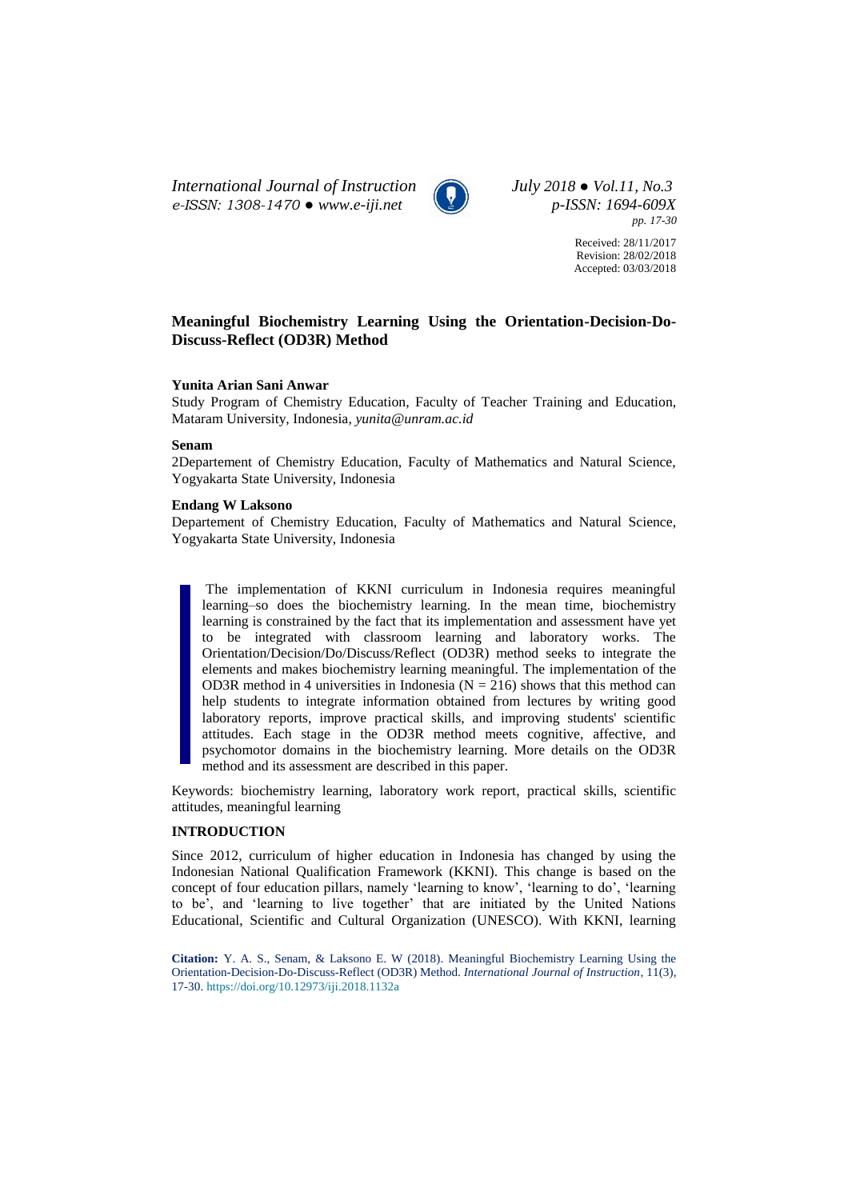Received: 28/11/2017
Revision: 28/02/2018
Accepted: 03/03/2018

# Meaningful Biochemistry Learning Using the Orientation-Decision-Do-Discuss-Reflect (OD3R) Method

**Yunita Arian Sani Anwar**

Study Program of Chemistry Education, Faculty of Teacher Training and Education, Mataram University, Indonesia, *yunita@unram.ac.id*

**Senam**

2Departement of Chemistry Education, Faculty of Mathematics and Natural Science, Yogyakarta State University, Indonesia

**Endang W Laksono**

Departement of Chemistry Education, Faculty of Mathematics and Natural Science, Yogyakarta State University, Indonesia

The implementation of KKNI curriculum in Indonesia requires meaningful learning–so does the biochemistry learning. In the mean time, biochemistry learning is constrained by the fact that its implementation and assessment have yet to be integrated with classroom learning and laboratory works. The Orientation/Decision/Do/Discuss/Reflect (OD3R) method seeks to integrate the elements and makes biochemistry learning meaningful. The implementation of the OD3R method in 4 universities in Indonesia ($N = 216$) shows that this method can help students to integrate information obtained from lectures by writing good laboratory reports, improve practical skills, and improving students' scientific attitudes. Each stage in the OD3R method meets cognitive, affective, and psychomotor domains in the biochemistry learning. More details on the OD3R method and its assessment are described in this paper.

Keywords: biochemistry learning, laboratory work report, practical skills, scientific attitudes, meaningful learning

## INTRODUCTION

Since 2012, curriculum of higher education in Indonesia has changed by using the Indonesian National Qualification Framework (KKNI). This change is based on the concept of four education pillars, namely 'learning to know', 'learning to do', 'learning to be', and 'learning to live together' that are initiated by the United Nations Educational, Scientific and Cultural Organization (UNESCO). With KKNI, learning

**Citation:** Y. A. S., Senam, & Laksono E. W (2018). Meaningful Biochemistry Learning Using the Orientation-Decision-Do-Discuss-Reflect (OD3R) Method. *International Journal of Instruction*, 11(3), 17-30. https://doi.org/10.12973/iji.2018.1132a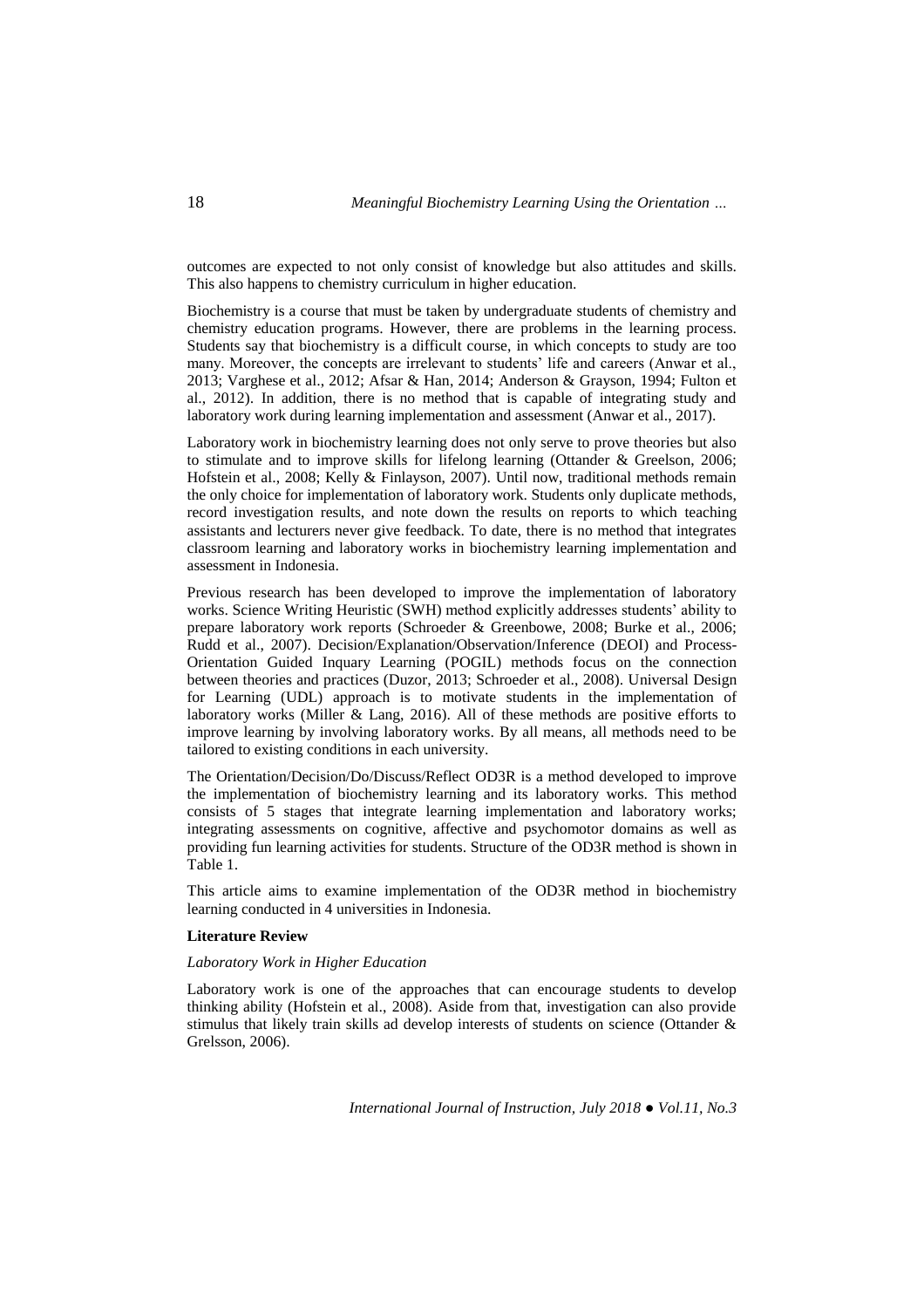outcomes are expected to not only consist of knowledge but also attitudes and skills. This also happens to chemistry curriculum in higher education.

Biochemistry is a course that must be taken by undergraduate students of chemistry and chemistry education programs. However, there are problems in the learning process. Students say that biochemistry is a difficult course, in which concepts to study are too many. Moreover, the concepts are irrelevant to students' life and careers (Anwar et al., 2013; Varghese et al., 2012; Afsar & Han, 2014; Anderson & Grayson, 1994; Fulton et al., 2012). In addition, there is no method that is capable of integrating study and laboratory work during learning implementation and assessment (Anwar et al., 2017).

Laboratory work in biochemistry learning does not only serve to prove theories but also to stimulate and to improve skills for lifelong learning (Ottander & Greelson, 2006; Hofstein et al., 2008; Kelly & Finlayson, 2007). Until now, traditional methods remain the only choice for implementation of laboratory work. Students only duplicate methods, record investigation results, and note down the results on reports to which teaching assistants and lecturers never give feedback. To date, there is no method that integrates classroom learning and laboratory works in biochemistry learning implementation and assessment in Indonesia.

Previous research has been developed to improve the implementation of laboratory works. Science Writing Heuristic (SWH) method explicitly addresses students' ability to prepare laboratory work reports (Schroeder & Greenbowe, 2008; Burke et al., 2006; Rudd et al., 2007). Decision/Explanation/Observation/Inference (DEOI) and Process-Orientation Guided Inquary Learning (POGIL) methods focus on the connection between theories and practices (Duzor, 2013; Schroeder et al., 2008). Universal Design for Learning (UDL) approach is to motivate students in the implementation of laboratory works (Miller & Lang, 2016). All of these methods are positive efforts to improve learning by involving laboratory works. By all means, all methods need to be tailored to existing conditions in each university.

The Orientation/Decision/Do/Discuss/Reflect OD3R is a method developed to improve the implementation of biochemistry learning and its laboratory works. This method consists of 5 stages that integrate learning implementation and laboratory works; integrating assessments on cognitive, affective and psychomotor domains as well as providing fun learning activities for students. Structure of the OD3R method is shown in Table 1.

This article aims to examine implementation of the OD3R method in biochemistry learning conducted in 4 universities in Indonesia.

## Literature Review

### *Laboratory Work in Higher Education*

Laboratory work is one of the approaches that can encourage students to develop thinking ability (Hofstein et al., 2008). Aside from that, investigation can also provide stimulus that likely train skills ad develop interests of students on science (Ottander & Grelsson, 2006).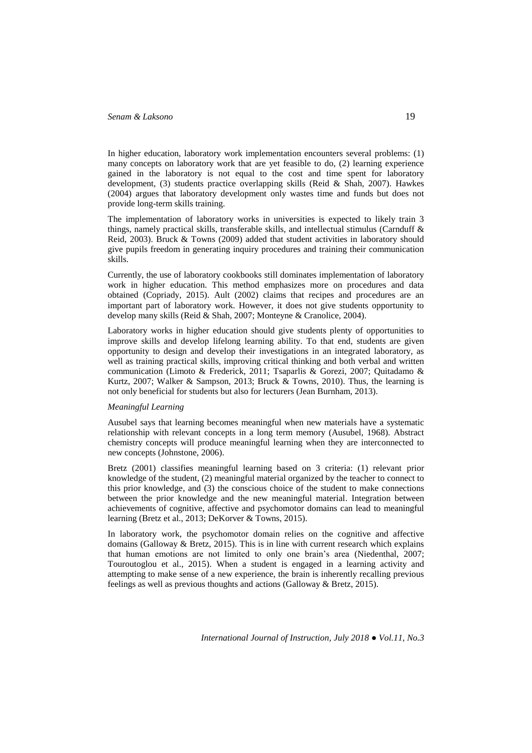In higher education, laboratory work implementation encounters several problems: (1) many concepts on laboratory work that are yet feasible to do, (2) learning experience gained in the laboratory is not equal to the cost and time spent for laboratory development, (3) students practice overlapping skills (Reid & Shah, 2007). Hawkes (2004) argues that laboratory development only wastes time and funds but does not provide long-term skills training.

The implementation of laboratory works in universities is expected to likely train 3 things, namely practical skills, transferable skills, and intellectual stimulus (Carnduff & Reid, 2003). Bruck & Towns (2009) added that student activities in laboratory should give pupils freedom in generating inquiry procedures and training their communication skills.

Currently, the use of laboratory cookbooks still dominates implementation of laboratory work in higher education. This method emphasizes more on procedures and data obtained (Copriady, 2015). Ault (2002) claims that recipes and procedures are an important part of laboratory work. However, it does not give students opportunity to develop many skills (Reid & Shah, 2007; Monteyne & Cranolice, 2004).

Laboratory works in higher education should give students plenty of opportunities to improve skills and develop lifelong learning ability. To that end, students are given opportunity to design and develop their investigations in an integrated laboratory, as well as training practical skills, improving critical thinking and both verbal and written communication (Limoto & Frederick, 2011; Tsaparlis & Gorezi, 2007; Quitadamo & Kurtz, 2007; Walker & Sampson, 2013; Bruck & Towns, 2010). Thus, the learning is not only beneficial for students but also for lecturers (Jean Burnham, 2013).

*Meaningful Learning*

Ausubel says that learning becomes meaningful when new materials have a systematic relationship with relevant concepts in a long term memory (Ausubel, 1968). Abstract chemistry concepts will produce meaningful learning when they are interconnected to new concepts (Johnstone, 2006).

Bretz (2001) classifies meaningful learning based on 3 criteria: (1) relevant prior knowledge of the student, (2) meaningful material organized by the teacher to connect to this prior knowledge, and (3) the conscious choice of the student to make connections between the prior knowledge and the new meaningful material. Integration between achievements of cognitive, affective and psychomotor domains can lead to meaningful learning (Bretz et al., 2013; DeKorver & Towns, 2015).

In laboratory work, the psychomotor domain relies on the cognitive and affective domains (Galloway & Bretz, 2015). This is in line with current research which explains that human emotions are not limited to only one brain's area (Niedenthal, 2007; Touroutoglou et al., 2015). When a student is engaged in a learning activity and attempting to make sense of a new experience, the brain is inherently recalling previous feelings as well as previous thoughts and actions (Galloway & Bretz, 2015).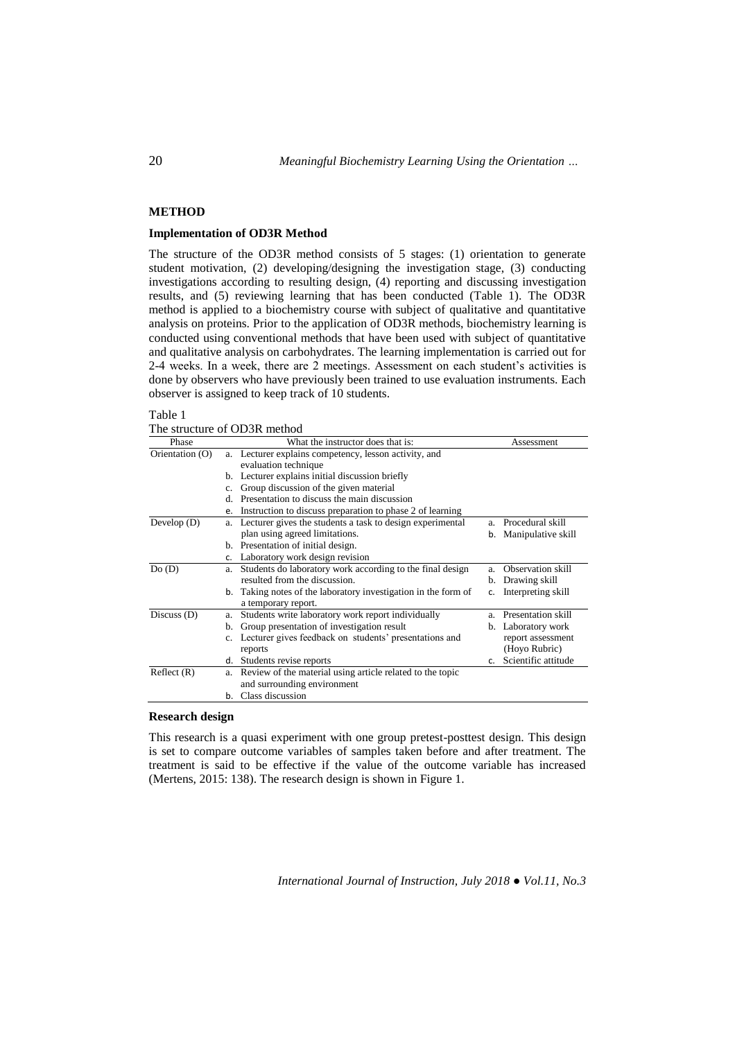## METHOD

### Implementation of OD3R Method

The structure of the OD3R method consists of 5 stages: (1) orientation to generate student motivation, (2) developing/designing the investigation stage, (3) conducting investigations according to resulting design, (4) reporting and discussing investigation results, and (5) reviewing learning that has been conducted (Table 1). The OD3R method is applied to a biochemistry course with subject of qualitative and quantitative analysis on proteins. Prior to the application of OD3R methods, biochemistry learning is conducted using conventional methods that have been used with subject of quantitative and qualitative analysis on carbohydrates. The learning implementation is carried out for 2-4 weeks. In a week, there are 2 meetings. Assessment on each student's activities is done by observers who have previously been trained to use evaluation instruments. Each observer is assigned to keep track of 10 students.

Table 1
The structure of OD3R method

| Phase | What the instructor does that is: | Assessment |
|---|---|---|
| Orientation (O) | a. Lecturer explains competency, lesson activity, and evaluation technique<br>b. Lecturer explains initial discussion briefly<br>c. Group discussion of the given material<br>d. Presentation to discuss the main discussion<br>e. Instruction to discuss preparation to phase 2 of learning | |
| Develop (D) | a. Lecturer gives the students a task to design experimental plan using agreed limitations.<br>b. Presentation of initial design.<br>c. Laboratory work design revision | a. Procedural skill<br>b. Manipulative skill |
| Do (D) | a. Students do laboratory work according to the final design resulted from the discussion.<br>b. Taking notes of the laboratory investigation in the form of a temporary report. | a. Observation skill<br>b. Drawing skill<br>c. Interpreting skill |
| Discuss (D) | a. Students write laboratory work report individually<br>b. Group presentation of investigation result<br>c. Lecturer gives feedback on students' presentations and reports<br>d. Students revise reports | a. Presentation skill<br>b. Laboratory work report assessment (Hoyo Rubric)<br>c. Scientific attitude |
| Reflect (R) | a. Review of the material using article related to the topic and surrounding environment<br>b. Class discussion | |

### Research design

This research is a quasi experiment with one group pretest-posttest design. This design is set to compare outcome variables of samples taken before and after treatment. The treatment is said to be effective if the value of the outcome variable has increased (Mertens, 2015: 138). The research design is shown in Figure 1.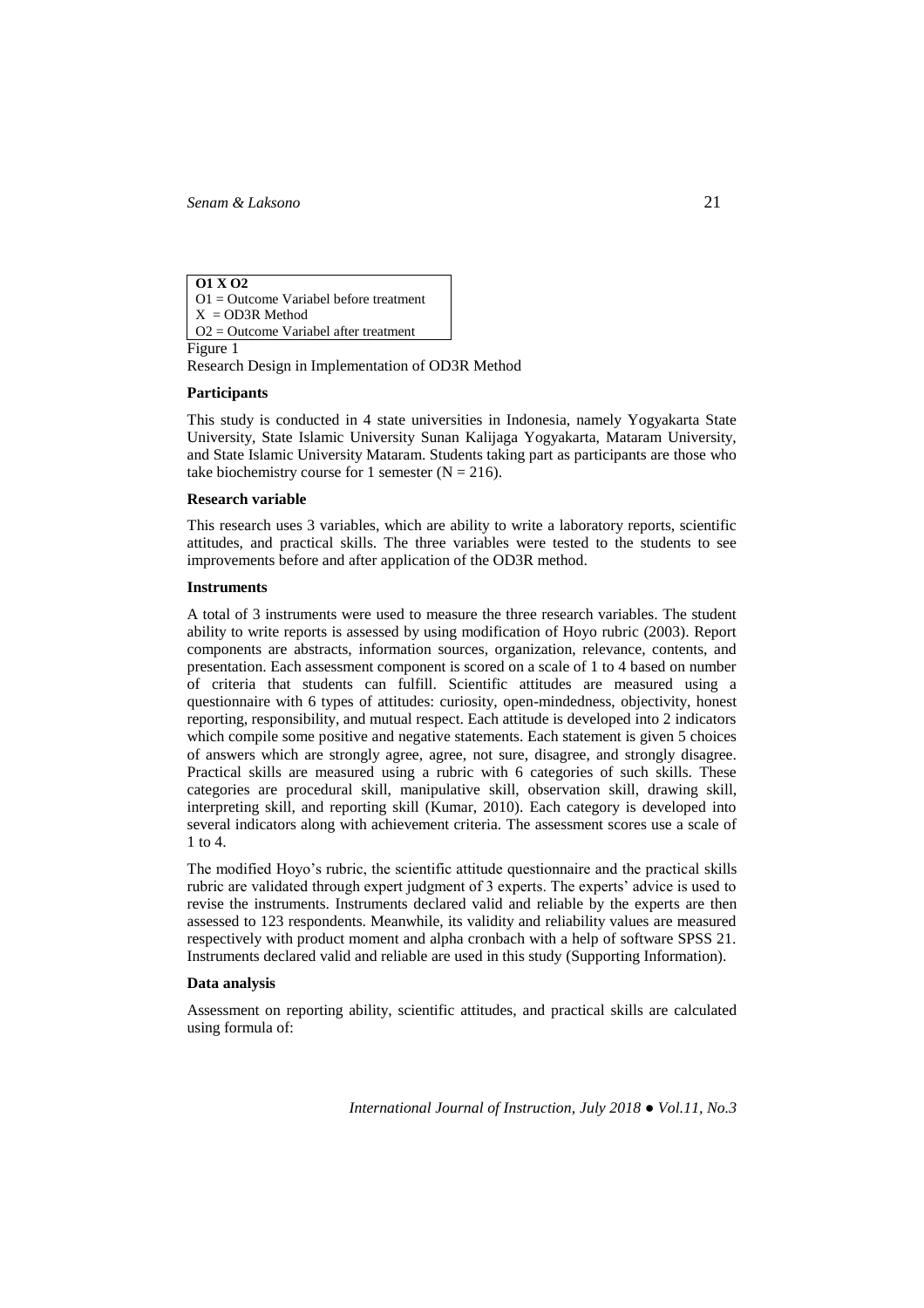**O1 X O2**
O1 = Outcome Variabel before treatment
X = OD3R Method
O2 = Outcome Variabel after treatment

Figure 1

Research Design in Implementation of OD3R Method

### Participants

This study is conducted in 4 state universities in Indonesia, namely Yogyakarta State University, State Islamic University Sunan Kalijaga Yogyakarta, Mataram University, and State Islamic University Mataram. Students taking part as participants are those who take biochemistry course for 1 semester ($N = 216$).

### Research variable

This research uses 3 variables, which are ability to write a laboratory reports, scientific attitudes, and practical skills. The three variables were tested to the students to see improvements before and after application of the OD3R method.

### Instruments

A total of 3 instruments were used to measure the three research variables. The student ability to write reports is assessed by using modification of Hoyo rubric (2003). Report components are abstracts, information sources, organization, relevance, contents, and presentation. Each assessment component is scored on a scale of 1 to 4 based on number of criteria that students can fulfill. Scientific attitudes are measured using a questionnaire with 6 types of attitudes: curiosity, open-mindedness, objectivity, honest reporting, responsibility, and mutual respect. Each attitude is developed into 2 indicators which compile some positive and negative statements. Each statement is given 5 choices of answers which are strongly agree, agree, not sure, disagree, and strongly disagree. Practical skills are measured using a rubric with 6 categories of such skills. These categories are procedural skill, manipulative skill, observation skill, drawing skill, interpreting skill, and reporting skill (Kumar, 2010). Each category is developed into several indicators along with achievement criteria. The assessment scores use a scale of 1 to 4.

The modified Hoyo's rubric, the scientific attitude questionnaire and the practical skills rubric are validated through expert judgment of 3 experts. The experts' advice is used to revise the instruments. Instruments declared valid and reliable by the experts are then assessed to 123 respondents. Meanwhile, its validity and reliability values are measured respectively with product moment and alpha cronbach with a help of software SPSS 21. Instruments declared valid and reliable are used in this study (Supporting Information).

### Data analysis

Assessment on reporting ability, scientific attitudes, and practical skills are calculated using formula of: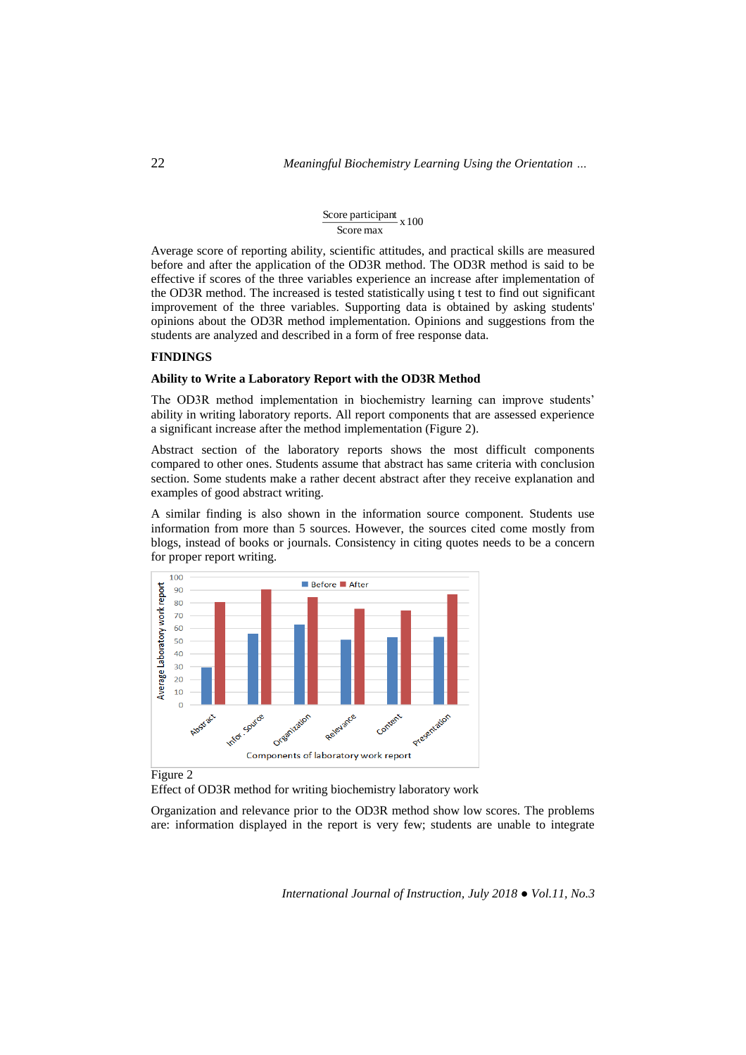$$\frac{\text{Score participant}}{\text{Score max}} \times 100$$

Average score of reporting ability, scientific attitudes, and practical skills are measured before and after the application of the OD3R method. The OD3R method is said to be effective if scores of the three variables experience an increase after implementation of the OD3R method. The increased is tested statistically using t test to find out significant improvement of the three variables. Supporting data is obtained by asking students' opinions about the OD3R method implementation. Opinions and suggestions from the students are analyzed and described in a form of free response data.

## FINDINGS

### Ability to Write a Laboratory Report with the OD3R Method

The OD3R method implementation in biochemistry learning can improve students' ability in writing laboratory reports. All report components that are assessed experience a significant increase after the method implementation (Figure 2).

Abstract section of the laboratory reports shows the most difficult components compared to other ones. Students assume that abstract has same criteria with conclusion section. Some students make a rather decent abstract after they receive explanation and examples of good abstract writing.

A similar finding is also shown in the information source component. Students use information from more than 5 sources. However, the sources cited come mostly from blogs, instead of books or journals. Consistency in citing quotes needs to be a concern for proper report writing.

Figure 2

Effect of OD3R method for writing biochemistry laboratory work

Organization and relevance prior to the OD3R method show low scores. The problems are: information displayed in the report is very few; students are unable to integrate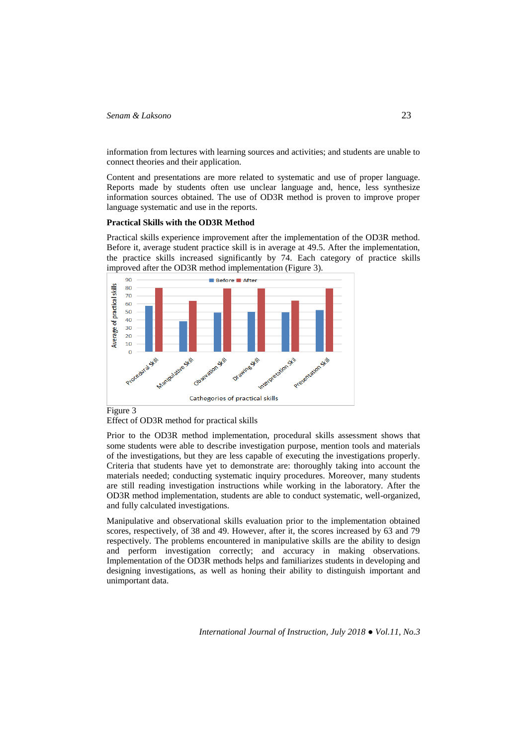information from lectures with learning sources and activities; and students are unable to connect theories and their application.

Content and presentations are more related to systematic and use of proper language. Reports made by students often use unclear language and, hence, less synthesize information sources obtained. The use of OD3R method is proven to improve proper language systematic and use in the reports.

**Practical Skills with the OD3R Method**

Practical skills experience improvement after the implementation of the OD3R method. Before it, average student practice skill is in average at 49.5. After the implementation, the practice skills increased significantly by 74. Each category of practice skills improved after the OD3R method implementation (Figure 3).

Figure 3
Effect of OD3R method for practical skills

Prior to the OD3R method implementation, procedural skills assessment shows that some students were able to describe investigation purpose, mention tools and materials of the investigations, but they are less capable of executing the investigations properly. Criteria that students have yet to demonstrate are: thoroughly taking into account the materials needed; conducting systematic inquiry procedures. Moreover, many students are still reading investigation instructions while working in the laboratory. After the OD3R method implementation, students are able to conduct systematic, well-organized, and fully calculated investigations.

Manipulative and observational skills evaluation prior to the implementation obtained scores, respectively, of 38 and 49. However, after it, the scores increased by 63 and 79 respectively. The problems encountered in manipulative skills are the ability to design and perform investigation correctly; and accuracy in making observations. Implementation of the OD3R methods helps and familiarizes students in developing and designing investigations, as well as honing their ability to distinguish important and unimportant data.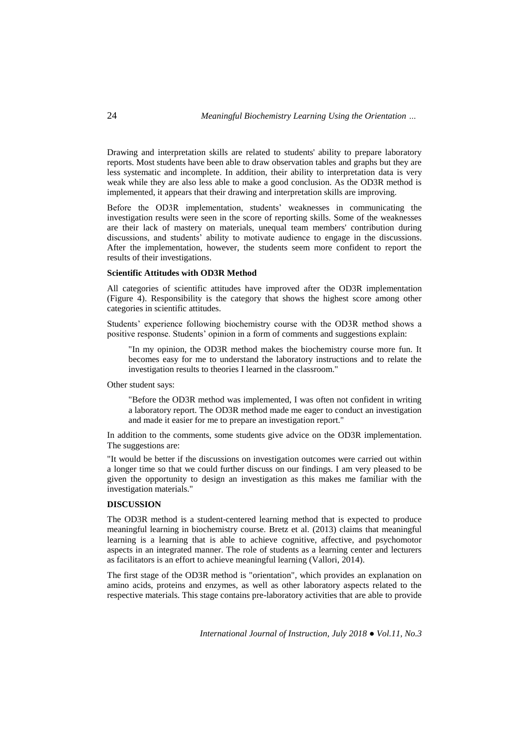Drawing and interpretation skills are related to students' ability to prepare laboratory reports. Most students have been able to draw observation tables and graphs but they are less systematic and incomplete. In addition, their ability to interpretation data is very weak while they are also less able to make a good conclusion. As the OD3R method is implemented, it appears that their drawing and interpretation skills are improving.

Before the OD3R implementation, students' weaknesses in communicating the investigation results were seen in the score of reporting skills. Some of the weaknesses are their lack of mastery on materials, unequal team members' contribution during discussions, and students' ability to motivate audience to engage in the discussions. After the implementation, however, the students seem more confident to report the results of their investigations.

### Scientific Attitudes with OD3R Method

All categories of scientific attitudes have improved after the OD3R implementation (Figure 4). Responsibility is the category that shows the highest score among other categories in scientific attitudes.

Students' experience following biochemistry course with the OD3R method shows a positive response. Students' opinion in a form of comments and suggestions explain:

> "In my opinion, the OD3R method makes the biochemistry course more fun. It becomes easy for me to understand the laboratory instructions and to relate the investigation results to theories I learned in the classroom."

Other student says:

> "Before the OD3R method was implemented, I was often not confident in writing a laboratory report. The OD3R method made me eager to conduct an investigation and made it easier for me to prepare an investigation report."

In addition to the comments, some students give advice on the OD3R implementation. The suggestions are:

"It would be better if the discussions on investigation outcomes were carried out within a longer time so that we could further discuss on our findings. I am very pleased to be given the opportunity to design an investigation as this makes me familiar with the investigation materials."

## DISCUSSION

The OD3R method is a student-centered learning method that is expected to produce meaningful learning in biochemistry course. Bretz et al. (2013) claims that meaningful learning is a learning that is able to achieve cognitive, affective, and psychomotor aspects in an integrated manner. The role of students as a learning center and lecturers as facilitators is an effort to achieve meaningful learning (Vallori, 2014).

The first stage of the OD3R method is "orientation", which provides an explanation on amino acids, proteins and enzymes, as well as other laboratory aspects related to the respective materials. This stage contains pre-laboratory activities that are able to provide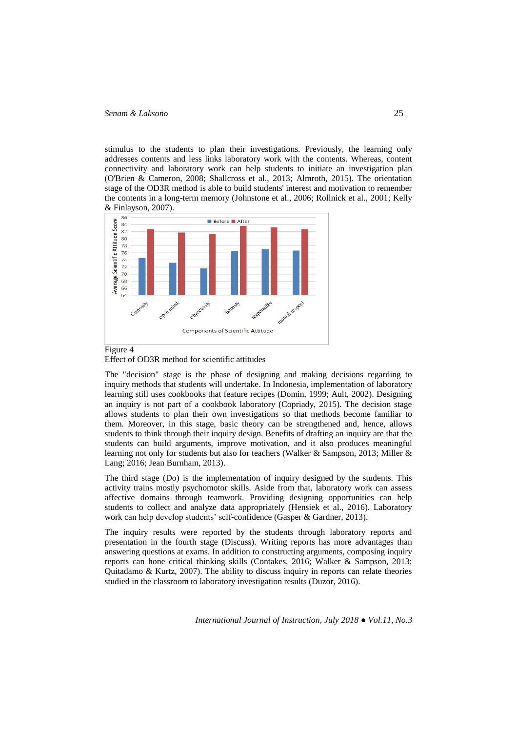stimulus to the students to plan their investigations. Previously, the learning only addresses contents and less links laboratory work with the contents. Whereas, content connectivity and laboratory work can help students to initiate an investigation plan (O'Brien & Cameron, 2008; Shallcross et al., 2013; Almroth, 2015). The orientation stage of the OD3R method is able to build students' interest and motivation to remember the contents in a long-term memory (Johnstone et al., 2006; Rollnick et al., 2001; Kelly & Finlayson, 2007).

Figure 4
Effect of OD3R method for scientific attitudes

The "decision" stage is the phase of designing and making decisions regarding to inquiry methods that students will undertake. In Indonesia, implementation of laboratory learning still uses cookbooks that feature recipes (Domin, 1999; Ault, 2002). Designing an inquiry is not part of a cookbook laboratory (Copriady, 2015). The decision stage allows students to plan their own investigations so that methods become familiar to them. Moreover, in this stage, basic theory can be strengthened and, hence, allows students to think through their inquiry design. Benefits of drafting an inquiry are that the students can build arguments, improve motivation, and it also produces meaningful learning not only for students but also for teachers (Walker & Sampson, 2013; Miller & Lang; 2016; Jean Burnham, 2013).

The third stage (Do) is the implementation of inquiry designed by the students. This activity trains mostly psychomotor skills. Aside from that, laboratory work can assess affective domains through teamwork. Providing designing opportunities can help students to collect and analyze data appropriately (Hensiek et al., 2016). Laboratory work can help develop students' self-confidence (Gasper & Gardner, 2013).

The inquiry results were reported by the students through laboratory reports and presentation in the fourth stage (Discuss). Writing reports has more advantages than answering questions at exams. In addition to constructing arguments, composing inquiry reports can hone critical thinking skills (Contakes, 2016; Walker & Sampson, 2013; Quitadamo & Kurtz, 2007). The ability to discuss inquiry in reports can relate theories studied in the classroom to laboratory investigation results (Duzor, 2016).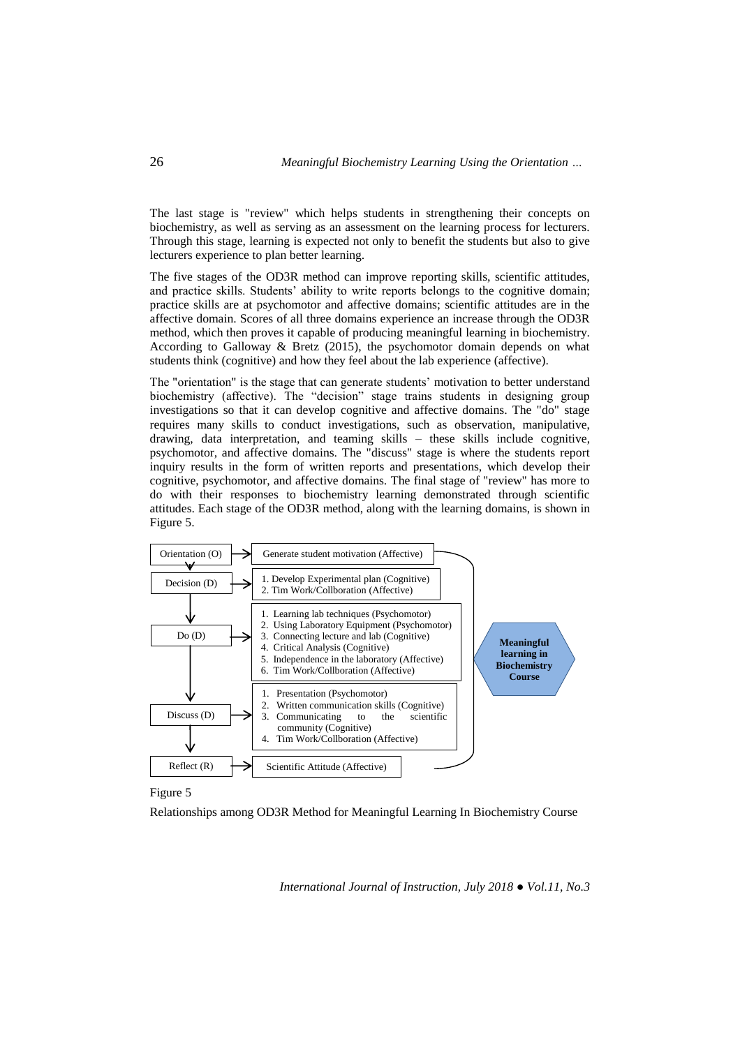The last stage is "review" which helps students in strengthening their concepts on biochemistry, as well as serving as an assessment on the learning process for lecturers. Through this stage, learning is expected not only to benefit the students but also to give lecturers experience to plan better learning.

The five stages of the OD3R method can improve reporting skills, scientific attitudes, and practice skills. Students' ability to write reports belongs to the cognitive domain; practice skills are at psychomotor and affective domains; scientific attitudes are in the affective domain. Scores of all three domains experience an increase through the OD3R method, which then proves it capable of producing meaningful learning in biochemistry. According to Galloway & Bretz (2015), the psychomotor domain depends on what students think (cognitive) and how they feel about the lab experience (affective).

The "orientation" is the stage that can generate students' motivation to better understand biochemistry (affective). The "decision" stage trains students in designing group investigations so that it can develop cognitive and affective domains. The "do" stage requires many skills to conduct investigations, such as observation, manipulative, drawing, data interpretation, and teaming skills – these skills include cognitive, psychomotor, and affective domains. The "discuss" stage is where the students report inquiry results in the form of written reports and presentations, which develop their cognitive, psychomotor, and affective domains. The final stage of "review" has more to do with their responses to biochemistry learning demonstrated through scientific attitudes. Each stage of the OD3R method, along with the learning domains, is shown in Figure 5.

Orientation (O) → Generate student motivation (Affective)

Decision (D) →
1. Develop Experimental plan (Cognitive)
2. Tim Work/Collboration (Affective)

Do (D) →
1. Learning lab techniques (Psychomotor)
2. Using Laboratory Equipment (Psychomotor)
3. Connecting lecture and lab (Cognitive)
4. Critical Analysis (Cognitive)
5. Independence in the laboratory (Affective)
6. Tim Work/Collboration (Affective)

Discuss (D) →
1. Presentation (Psychomotor)
2. Written communication skills (Cognitive)
3. Communicating to the scientific community (Cognitive)
4. Tim Work/Collboration (Affective)

Reflect (R) → Scientific Attitude (Affective)

**Meaningful learning in Biochemistry Course**

Figure 5

Relationships among OD3R Method for Meaningful Learning In Biochemistry Course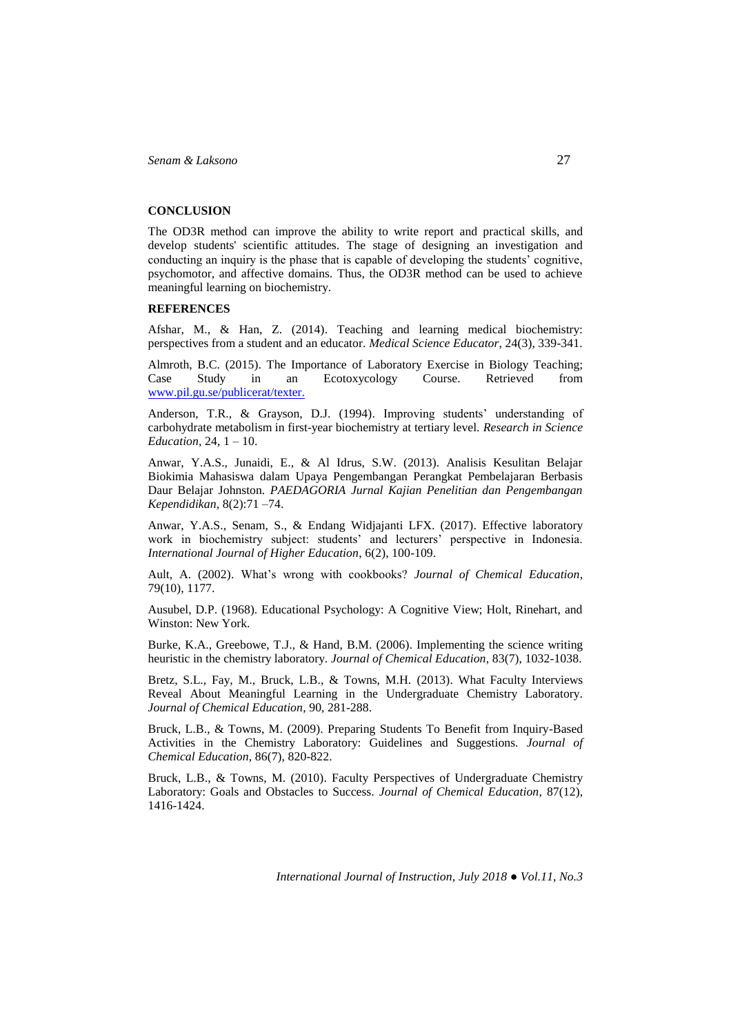## CONCLUSION

The OD3R method can improve the ability to write report and practical skills, and develop students' scientific attitudes. The stage of designing an investigation and conducting an inquiry is the phase that is capable of developing the students' cognitive, psychomotor, and affective domains. Thus, the OD3R method can be used to achieve meaningful learning on biochemistry.

## REFERENCES

Afshar, M., & Han, Z. (2014). Teaching and learning medical biochemistry: perspectives from a student and an educator. *Medical Science Educator*, 24(3), 339-341.

Almroth, B.C. (2015). The Importance of Laboratory Exercise in Biology Teaching; Case Study in an Ecotoxycology Course. Retrieved from www.pil.gu.se/publicerat/texter.

Anderson, T.R., & Grayson, D.J. (1994). Improving students' understanding of carbohydrate metabolism in first-year biochemistry at tertiary level. *Research in Science Education*, 24, 1 – 10.

Anwar, Y.A.S., Junaidi, E., & Al Idrus, S.W. (2013). Analisis Kesulitan Belajar Biokimia Mahasiswa dalam Upaya Pengembangan Perangkat Pembelajaran Berbasis Daur Belajar Johnston. *PAEDAGORIA Jurnal Kajian Penelitian dan Pengembangan Kependidikan*, 8(2):71 –74.

Anwar, Y.A.S., Senam, S., & Endang Widjajanti LFX. (2017). Effective laboratory work in biochemistry subject: students' and lecturers' perspective in Indonesia. *International Journal of Higher Education*, 6(2), 100-109.

Ault, A. (2002). What's wrong with cookbooks? *Journal of Chemical Education*, 79(10), 1177.

Ausubel, D.P. (1968). Educational Psychology: A Cognitive View; Holt, Rinehart, and Winston: New York.

Burke, K.A., Greebowe, T.J., & Hand, B.M. (2006). Implementing the science writing heuristic in the chemistry laboratory. *Journal of Chemical Education*, 83(7), 1032-1038.

Bretz, S.L., Fay, M., Bruck, L.B., & Towns, M.H. (2013). What Faculty Interviews Reveal About Meaningful Learning in the Undergraduate Chemistry Laboratory. *Journal of Chemical Education*, 90, 281-288.

Bruck, L.B., & Towns, M. (2009). Preparing Students To Benefit from Inquiry-Based Activities in the Chemistry Laboratory: Guidelines and Suggestions. *Journal of Chemical Education*, 86(7), 820-822.

Bruck, L.B., & Towns, M. (2010). Faculty Perspectives of Undergraduate Chemistry Laboratory: Goals and Obstacles to Success. *Journal of Chemical Education*, 87(12), 1416-1424.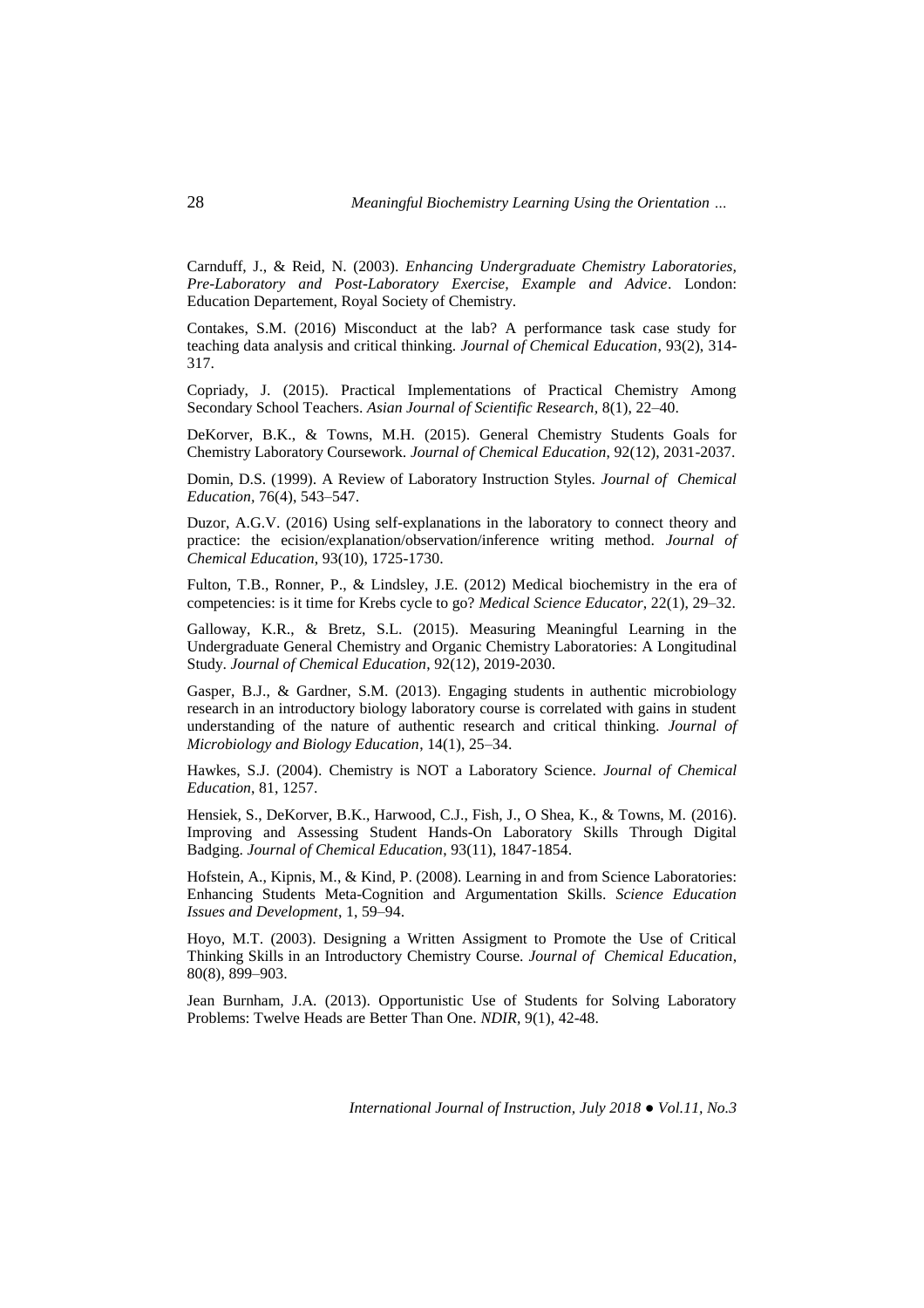Carnduff, J., & Reid, N. (2003). *Enhancing Undergraduate Chemistry Laboratories, Pre-Laboratory and Post-Laboratory Exercise, Example and Advice*. London: Education Departement, Royal Society of Chemistry.

Contakes, S.M. (2016) Misconduct at the lab? A performance task case study for teaching data analysis and critical thinking. *Journal of Chemical Education*, 93(2), 314-317.

Copriady, J. (2015). Practical Implementations of Practical Chemistry Among Secondary School Teachers. *Asian Journal of Scientific Research*, 8(1), 22–40.

DeKorver, B.K., & Towns, M.H. (2015). General Chemistry Students Goals for Chemistry Laboratory Coursework. *Journal of Chemical Education*, 92(12), 2031-2037.

Domin, D.S. (1999). A Review of Laboratory Instruction Styles. *Journal of Chemical Education*, 76(4), 543–547.

Duzor, A.G.V. (2016) Using self-explanations in the laboratory to connect theory and practice: the ecision/explanation/observation/inference writing method. *Journal of Chemical Education*, 93(10), 1725-1730.

Fulton, T.B., Ronner, P., & Lindsley, J.E. (2012) Medical biochemistry in the era of competencies: is it time for Krebs cycle to go? *Medical Science Educator*, 22(1), 29–32.

Galloway, K.R., & Bretz, S.L. (2015). Measuring Meaningful Learning in the Undergraduate General Chemistry and Organic Chemistry Laboratories: A Longitudinal Study. *Journal of Chemical Education*, 92(12), 2019-2030.

Gasper, B.J., & Gardner, S.M. (2013). Engaging students in authentic microbiology research in an introductory biology laboratory course is correlated with gains in student understanding of the nature of authentic research and critical thinking. *Journal of Microbiology and Biology Education*, 14(1), 25–34.

Hawkes, S.J. (2004). Chemistry is NOT a Laboratory Science. *Journal of Chemical Education*, 81, 1257.

Hensiek, S., DeKorver, B.K., Harwood, C.J., Fish, J., O Shea, K., & Towns, M. (2016). Improving and Assessing Student Hands-On Laboratory Skills Through Digital Badging. *Journal of Chemical Education*, 93(11), 1847-1854.

Hofstein, A., Kipnis, M., & Kind, P. (2008). Learning in and from Science Laboratories: Enhancing Students Meta-Cognition and Argumentation Skills. *Science Education Issues and Development*, 1, 59–94.

Hoyo, M.T. (2003). Designing a Written Assigment to Promote the Use of Critical Thinking Skills in an Introductory Chemistry Course. *Journal of Chemical Education*, 80(8), 899–903.

Jean Burnham, J.A. (2013). Opportunistic Use of Students for Solving Laboratory Problems: Twelve Heads are Better Than One. *NDIR*, 9(1), 42-48.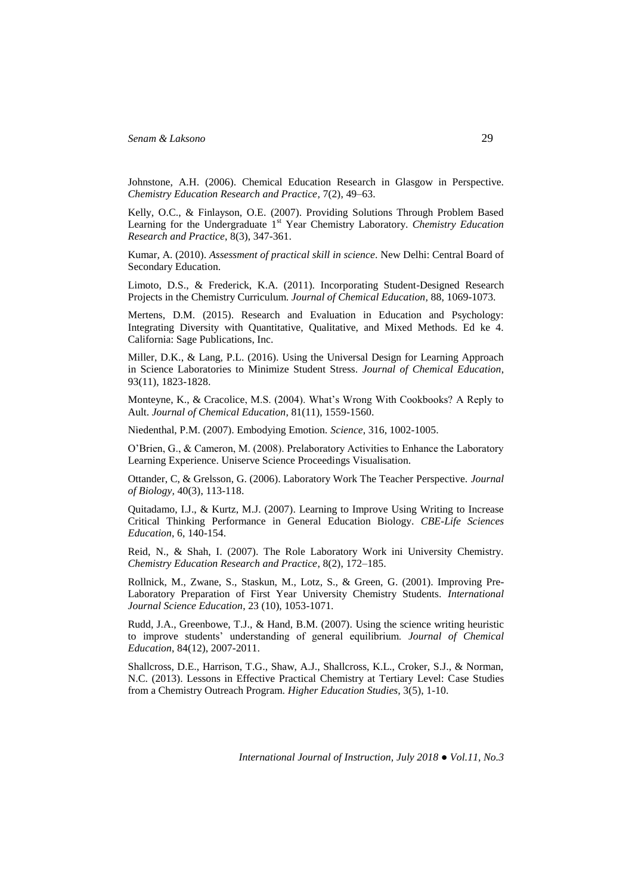Johnstone, A.H. (2006). Chemical Education Research in Glasgow in Perspective. *Chemistry Education Research and Practice,* 7(2), 49–63.

Kelly, O.C., & Finlayson, O.E. (2007). Providing Solutions Through Problem Based Learning for the Undergraduate 1st Year Chemistry Laboratory. *Chemistry Education Research and Practice,* 8(3), 347-361.

Kumar, A. (2010). *Assessment of practical skill in science*. New Delhi: Central Board of Secondary Education.

Limoto, D.S., & Frederick, K.A. (2011). Incorporating Student-Designed Research Projects in the Chemistry Curriculum. *Journal of Chemical Education,* 88, 1069-1073.

Mertens, D.M. (2015). Research and Evaluation in Education and Psychology: Integrating Diversity with Quantitative, Qualitative, and Mixed Methods. Ed ke 4. California: Sage Publications, Inc.

Miller, D.K., & Lang, P.L. (2016). Using the Universal Design for Learning Approach in Science Laboratories to Minimize Student Stress. *Journal of Chemical Education*, 93(11), 1823-1828.

Monteyne, K., & Cracolice, M.S. (2004). What's Wrong With Cookbooks? A Reply to Ault. *Journal of Chemical Education*, 81(11), 1559-1560.

Niedenthal, P.M. (2007). Embodying Emotion. *Science*, 316, 1002-1005.

O'Brien, G., & Cameron, M. (2008). Prelaboratory Activities to Enhance the Laboratory Learning Experience. Uniserve Science Proceedings Visualisation.

Ottander, C, & Grelsson, G. (2006). Laboratory Work The Teacher Perspective. *Journal of Biology,* 40(3), 113-118.

Quitadamo, I.J., & Kurtz, M.J. (2007). Learning to Improve Using Writing to Increase Critical Thinking Performance in General Education Biology. *CBE-Life Sciences Education*, 6, 140-154.

Reid, N., & Shah, I. (2007). The Role Laboratory Work ini University Chemistry. *Chemistry Education Research and Practice*, 8(2), 172–185.

Rollnick, M., Zwane, S., Staskun, M., Lotz, S., & Green, G. (2001). Improving Pre-Laboratory Preparation of First Year University Chemistry Students. *International Journal Science Education*, 23 (10), 1053-1071.

Rudd, J.A., Greenbowe, T.J., & Hand, B.M. (2007). Using the science writing heuristic to improve students' understanding of general equilibrium. *Journal of Chemical Education*, 84(12), 2007-2011.

Shallcross, D.E., Harrison, T.G., Shaw, A.J., Shallcross, K.L., Croker, S.J., & Norman, N.C. (2013). Lessons in Effective Practical Chemistry at Tertiary Level: Case Studies from a Chemistry Outreach Program. *Higher Education Studies,* 3(5), 1-10.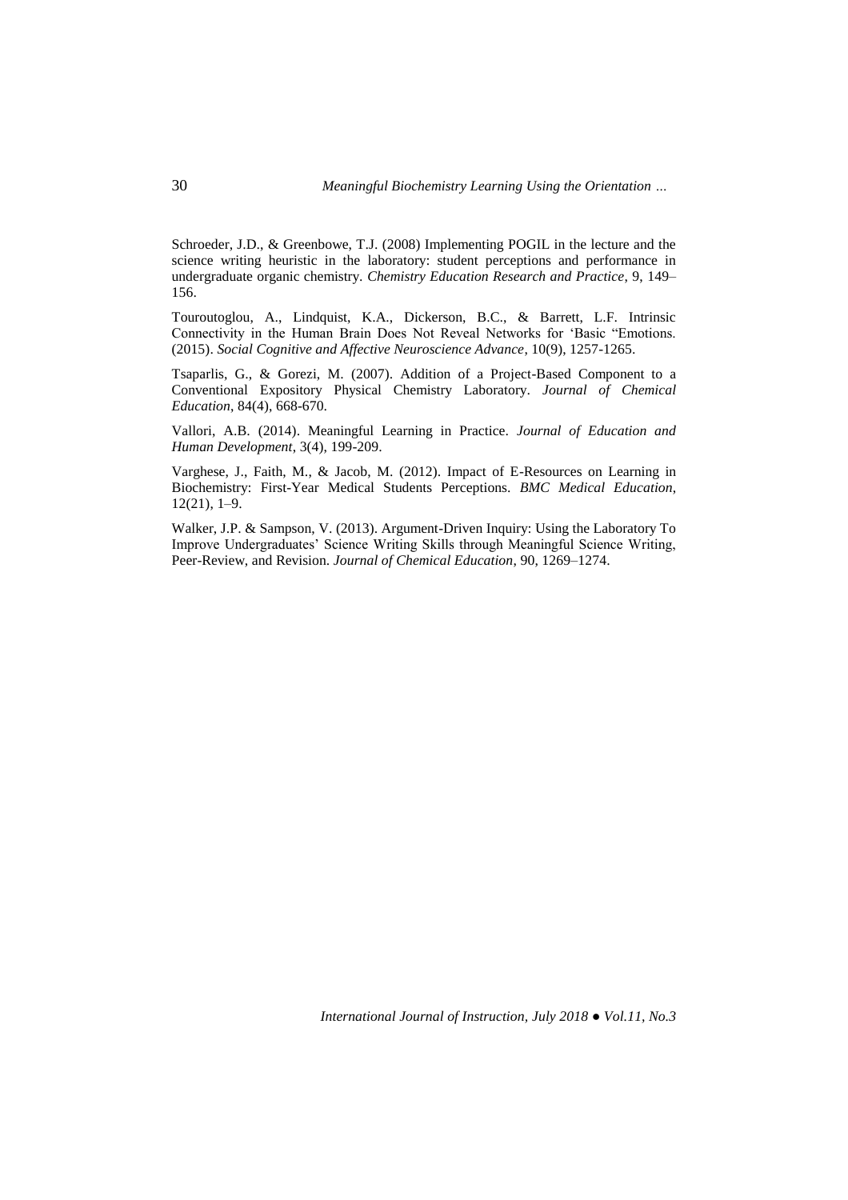Schroeder, J.D., & Greenbowe, T.J. (2008) Implementing POGIL in the lecture and the science writing heuristic in the laboratory: student perceptions and performance in undergraduate organic chemistry. *Chemistry Education Research and Practice*, 9, 149–156.

Touroutoglou, A., Lindquist, K.A., Dickerson, B.C., & Barrett, L.F. Intrinsic Connectivity in the Human Brain Does Not Reveal Networks for 'Basic "Emotions. (2015). *Social Cognitive and Affective Neuroscience Advance*, 10(9), 1257-1265.

Tsaparlis, G., & Gorezi, M. (2007). Addition of a Project-Based Component to a Conventional Expository Physical Chemistry Laboratory. *Journal of Chemical Education*, 84(4), 668-670.

Vallori, A.B. (2014). Meaningful Learning in Practice. *Journal of Education and Human Development*, 3(4), 199-209.

Varghese, J., Faith, M., & Jacob, M. (2012). Impact of E-Resources on Learning in Biochemistry: First-Year Medical Students Perceptions. *BMC Medical Education*, 12(21), 1–9.

Walker, J.P. & Sampson, V. (2013). Argument-Driven Inquiry: Using the Laboratory To Improve Undergraduates' Science Writing Skills through Meaningful Science Writing, Peer-Review, and Revision. *Journal of Chemical Education*, 90, 1269–1274.